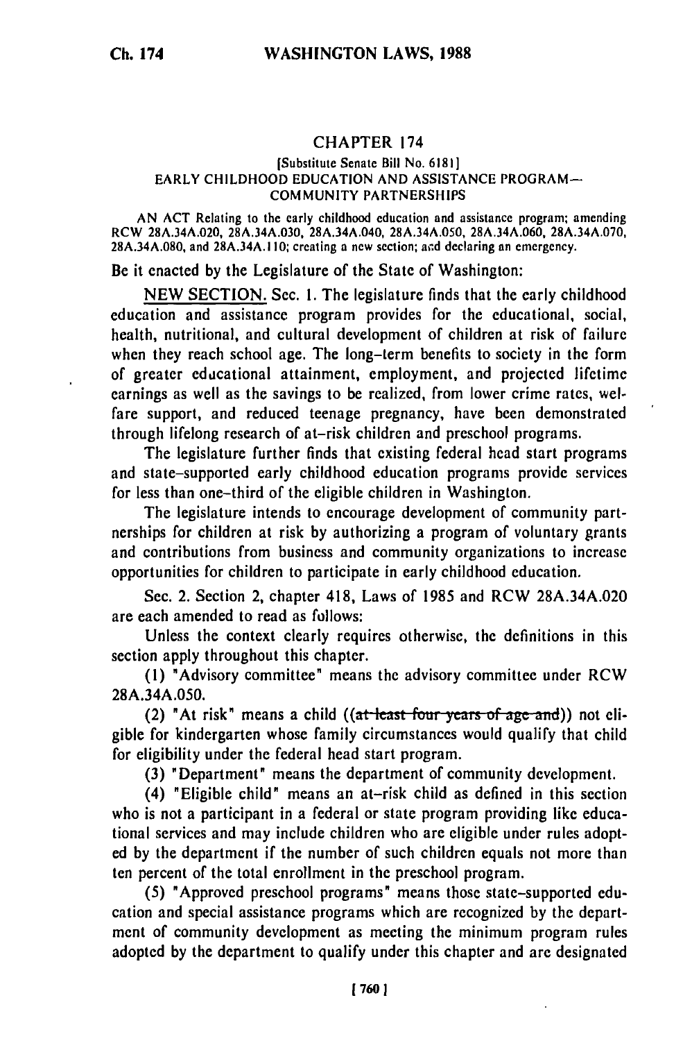## CHAPTER 174

[Substitute Senate Bill No. 6181]

EARLY CHILDHOOD EDUCATION AND ASSISTANCE PROGRAM—COMMUNITY PARTNERSHIPS

AN ACT Relating to the early childhood education and assistance program; amending RCW 28A.34A.020, 28A.34A.030, 28A.34A.040, 28A.34A.050, 28A.34A.060, 28A.34A.070, 28A.34A.080, and 28A.34A.110; creating a new section; and declaring an emergency.

Be it enacted by the Legislature of the State of Washington:

NEW SECTION. Sec. 1. The legislature finds that the early childhood education and assistance program provides for the educational, social, health, nutritional, and cultural development of children at risk of failure when they reach school age. The long-term benefits to society in the form of greater educational attainment, employment, and projected lifetime earnings as well as the savings to be realized, from lower crime rates, welfare support, and reduced teenage pregnancy, have been demonstrated through lifelong research of at-risk children and preschool programs.

The legislature further finds that existing federal head start programs and state-supported early childhood education programs provide services for less than one-third of the eligible children in Washington.

The legislature intends to encourage development of community partnerships for children at risk by authorizing a program of voluntary grants and contributions from business and community organizations to increase opportunities for children to participate in early childhood education.

Sec. 2. Section 2, chapter 418, Laws of 1985 and RCW 28A.34A.020 are each amended to read as follows:

Unless the context clearly requires otherwise, the definitions in this section apply throughout this chapter.

(1) "Advisory committee" means the advisory committee under RCW 28A.34A.050.

(2) "At risk" means a child ((~~at least four years of age and~~)) not eligible for kindergarten whose family circumstances would qualify that child for eligibility under the federal head start program.

(3) "Department" means the department of community development.

(4) "Eligible child" means an at-risk child as defined in this section who is not a participant in a federal or state program providing like educational services and may include children who are eligible under rules adopted by the department if the number of such children equals not more than ten percent of the total enrollment in the preschool program.

(5) "Approved preschool programs" means those state-supported education and special assistance programs which are recognized by the department of community development as meeting the minimum program rules adopted by the department to qualify under this chapter and are designated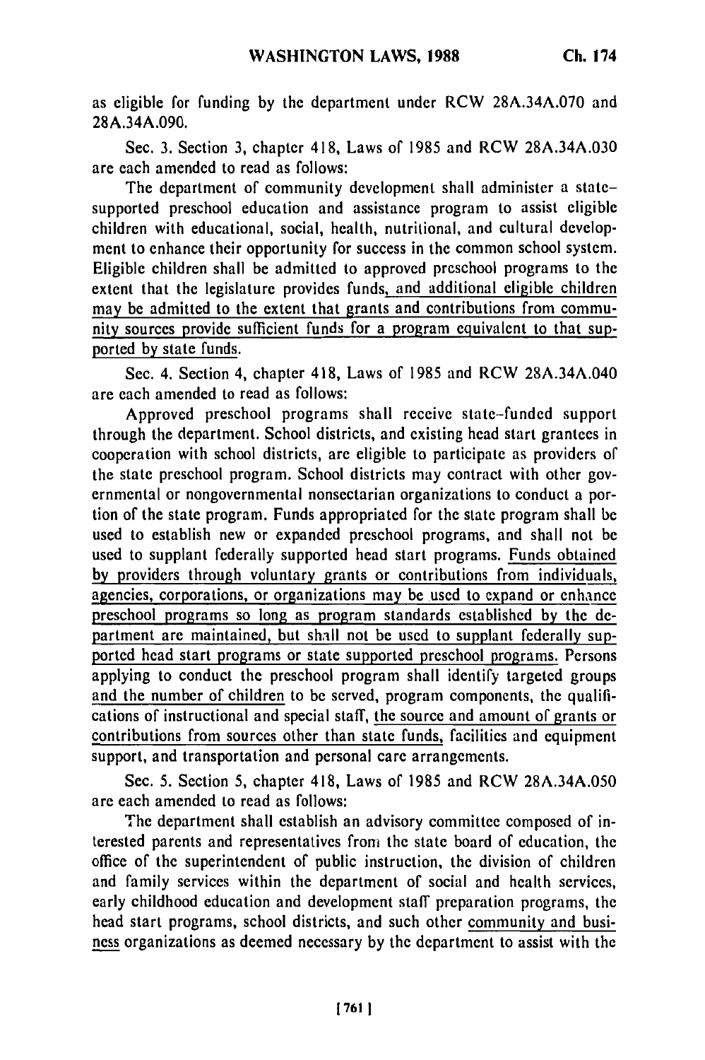as eligible for funding by the department under RCW 28A.34A.070 and 28A.34A.090.

Sec. 3. Section 3, chapter 418, Laws of 1985 and RCW 28A.34A.030 are each amended to read as follows:

The department of community development shall administer a state-supported preschool education and assistance program to assist eligible children with educational, social, health, nutritional, and cultural development to enhance their opportunity for success in the common school system. Eligible children shall be admitted to approved preschool programs to the extent that the legislature provides funds, and additional eligible children may be admitted to the extent that grants and contributions from community sources provide sufficient funds for a program equivalent to that supported by state funds.

Sec. 4. Section 4, chapter 418, Laws of 1985 and RCW 28A.34A.040 are each amended to read as follows:

Approved preschool programs shall receive state-funded support through the department. School districts, and existing head start grantees in cooperation with school districts, are eligible to participate as providers of the state preschool program. School districts may contract with other governmental or nongovernmental nonsectarian organizations to conduct a portion of the state program. Funds appropriated for the state program shall be used to establish new or expanded preschool programs, and shall not be used to supplant federally supported head start programs. Funds obtained by providers through voluntary grants or contributions from individuals, agencies, corporations, or organizations may be used to expand or enhance preschool programs so long as program standards established by the department are maintained, but shall not be used to supplant federally supported head start programs or state supported preschool programs. Persons applying to conduct the preschool program shall identify targeted groups and the number of children to be served, program components, the qualifications of instructional and special staff, the source and amount of grants or contributions from sources other than state funds, facilities and equipment support, and transportation and personal care arrangements.

Sec. 5. Section 5, chapter 418, Laws of 1985 and RCW 28A.34A.050 are each amended to read as follows:

The department shall establish an advisory committee composed of interested parents and representatives from the state board of education, the office of the superintendent of public instruction, the division of children and family services within the department of social and health services, early childhood education and development staff preparation programs, the head start programs, school districts, and such other community and business organizations as deemed necessary by the department to assist with the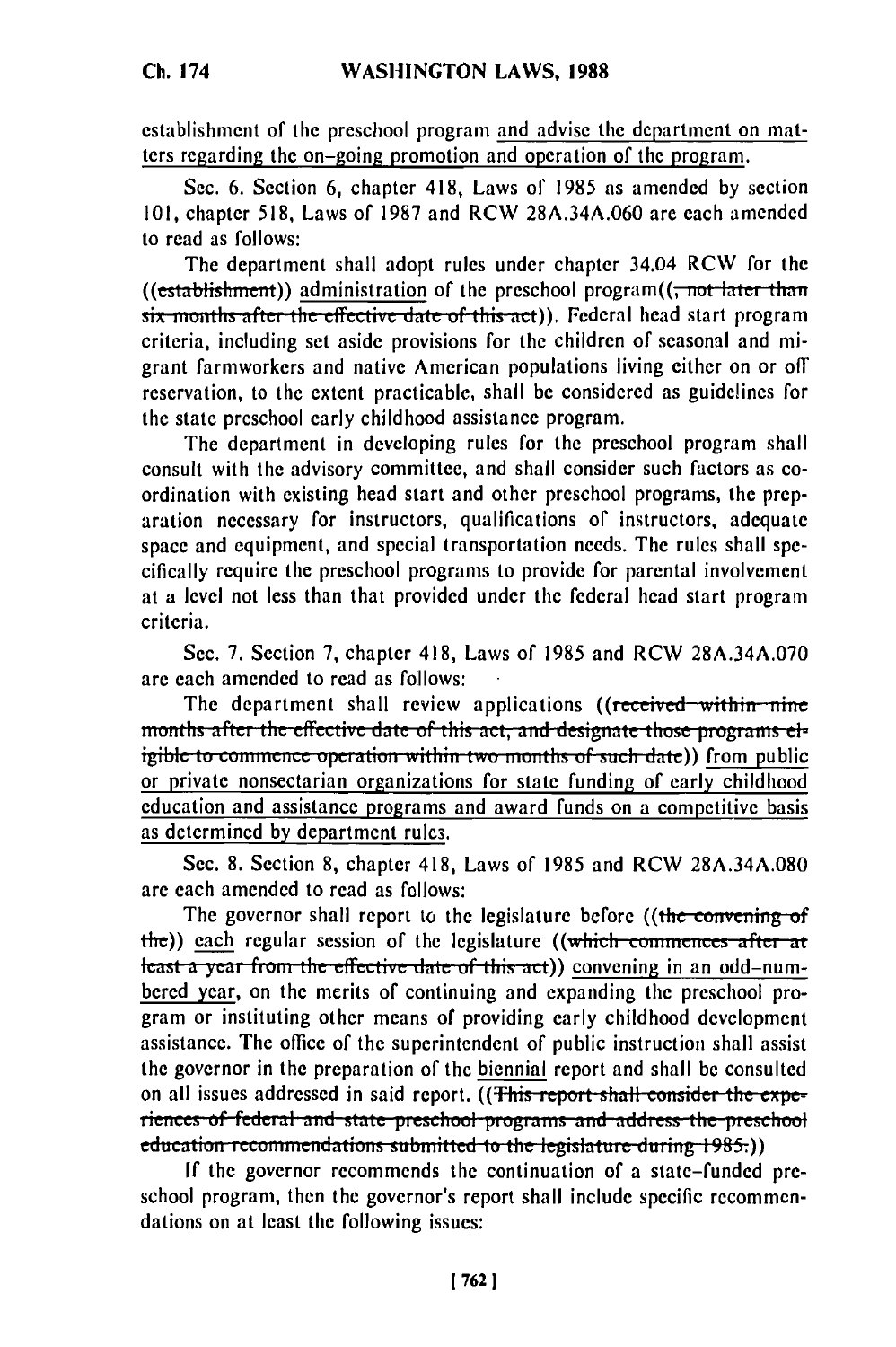establishment of the preschool program and advise the department on matters regarding the on-going promotion and operation of the program.

Sec. 6. Section 6, chapter 418, Laws of 1985 as amended by section 101, chapter 518, Laws of 1987 and RCW 28A.34A.060 are each amended to read as follows:

The department shall adopt rules under chapter 34.04 RCW for the ((~~establishment~~)) administration of the preschool program((~~, not later than six months after the effective date of this act~~)). Federal head start program criteria, including set aside provisions for the children of seasonal and migrant farmworkers and native American populations living either on or off reservation, to the extent practicable, shall be considered as guidelines for the state preschool early childhood assistance program.

The department in developing rules for the preschool program shall consult with the advisory committee, and shall consider such factors as coordination with existing head start and other preschool programs, the preparation necessary for instructors, qualifications of instructors, adequate space and equipment, and special transportation needs. The rules shall specifically require the preschool programs to provide for parental involvement at a level not less than that provided under the federal head start program criteria.

Sec. 7. Section 7, chapter 418, Laws of 1985 and RCW 28A.34A.070 are each amended to read as follows:

The department shall review applications ((~~received within nine months after the effective date of this act, and designate those programs eligible to commence operation within two months of such date~~)) from public or private nonsectarian organizations for state funding of early childhood education and assistance programs and award funds on a competitive basis as determined by department rules.

Sec. 8. Section 8, chapter 418, Laws of 1985 and RCW 28A.34A.080 are each amended to read as follows:

The governor shall report to the legislature before ((~~the convening of the~~)) each regular session of the legislature ((~~which commences after at least a year from the effective date of this act~~)) convening in an odd-numbered year, on the merits of continuing and expanding the preschool program or instituting other means of providing early childhood development assistance. The office of the superintendent of public instruction shall assist the governor in the preparation of the biennial report and shall be consulted on all issues addressed in said report. ((~~This report shall consider the experiences of federal and state preschool programs and address the preschool education recommendations submitted to the legislature during 1985.~~))

If the governor recommends the continuation of a state-funded preschool program, then the governor's report shall include specific recommendations on at least the following issues: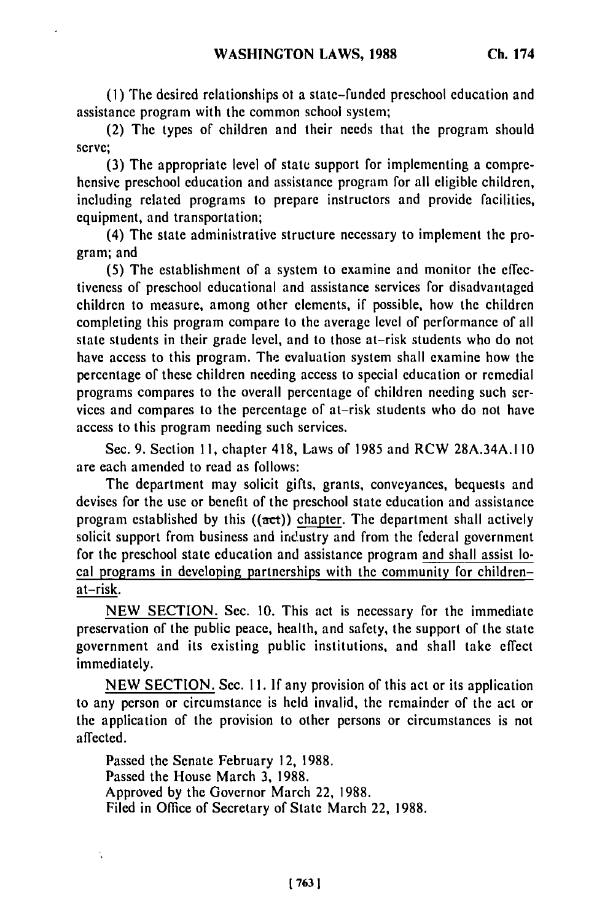(1) The desired relationships of a state-funded preschool education and assistance program with the common school system;

(2) The types of children and their needs that the program should serve;

(3) The appropriate level of state support for implementing a comprehensive preschool education and assistance program for all eligible children, including related programs to prepare instructors and provide facilities, equipment, and transportation;

(4) The state administrative structure necessary to implement the program; and

(5) The establishment of a system to examine and monitor the effectiveness of preschool educational and assistance services for disadvantaged children to measure, among other elements, if possible, how the children completing this program compare to the average level of performance of all state students in their grade level, and to those at-risk students who do not have access to this program. The evaluation system shall examine how the percentage of these children needing access to special education or remedial programs compares to the overall percentage of children needing such services and compares to the percentage of at-risk students who do not have access to this program needing such services.

Sec. 9. Section 11, chapter 418, Laws of 1985 and RCW 28A.34A.110 are each amended to read as follows:

The department may solicit gifts, grants, conveyances, bequests and devises for the use or benefit of the preschool state education and assistance program established by this ((act)) chapter. The department shall actively solicit support from business and industry and from the federal government for the preschool state education and assistance program and shall assist local programs in developing partnerships with the community for children-at-risk.

NEW SECTION. Sec. 10. This act is necessary for the immediate preservation of the public peace, health, and safety, the support of the state government and its existing public institutions, and shall take effect immediately.

NEW SECTION. Sec. 11. If any provision of this act or its application to any person or circumstance is held invalid, the remainder of the act or the application of the provision to other persons or circumstances is not affected.

Passed the Senate February 12, 1988.
Passed the House March 3, 1988.
Approved by the Governor March 22, 1988.
Filed in Office of Secretary of State March 22, 1988.